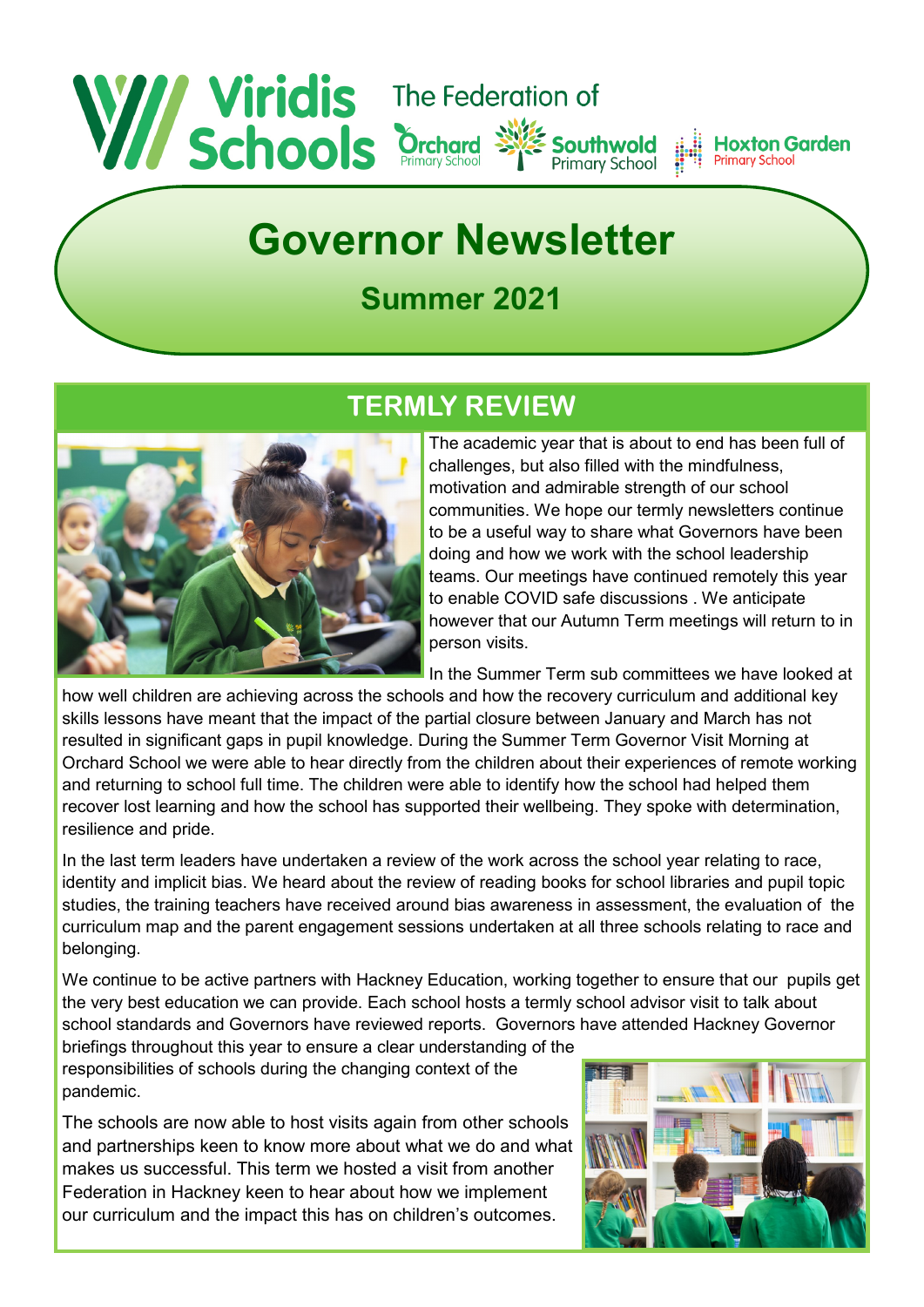Viridis Schools

The Federation of Orchard Primary School, Southwold Primary School, Hoxton Garden Primary School

# Governor Newsletter

## Summer 2021

## TERMLY REVIEW

The academic year that is about to end has been full of challenges, but also filled with the mindfulness, motivation and admirable strength of our school communities. We hope our termly newsletters continue to be a useful way to share what Governors have been doing and how we work with the school leadership teams. Our meetings have continued remotely this year to enable COVID safe discussions . We anticipate however that our Autumn Term meetings will return to in person visits.

In the Summer Term sub committees we have looked at how well children are achieving across the schools and how the recovery curriculum and additional key skills lessons have meant that the impact of the partial closure between January and March has not resulted in significant gaps in pupil knowledge. During the Summer Term Governor Visit Morning at Orchard School we were able to hear directly from the children about their experiences of remote working and returning to school full time. The children were able to identify how the school had helped them recover lost learning and how the school has supported their wellbeing. They spoke with determination, resilience and pride.

In the last term leaders have undertaken a review of the work across the school year relating to race, identity and implicit bias. We heard about the review of reading books for school libraries and pupil topic studies, the training teachers have received around bias awareness in assessment, the evaluation of the curriculum map and the parent engagement sessions undertaken at all three schools relating to race and belonging.

We continue to be active partners with Hackney Education, working together to ensure that our pupils get the very best education we can provide. Each school hosts a termly school advisor visit to talk about school standards and Governors have reviewed reports. Governors have attended Hackney Governor briefings throughout this year to ensure a clear understanding of the responsibilities of schools during the changing context of the pandemic.

The schools are now able to host visits again from other schools and partnerships keen to know more about what we do and what makes us successful. This term we hosted a visit from another Federation in Hackney keen to hear about how we implement our curriculum and the impact this has on children's outcomes.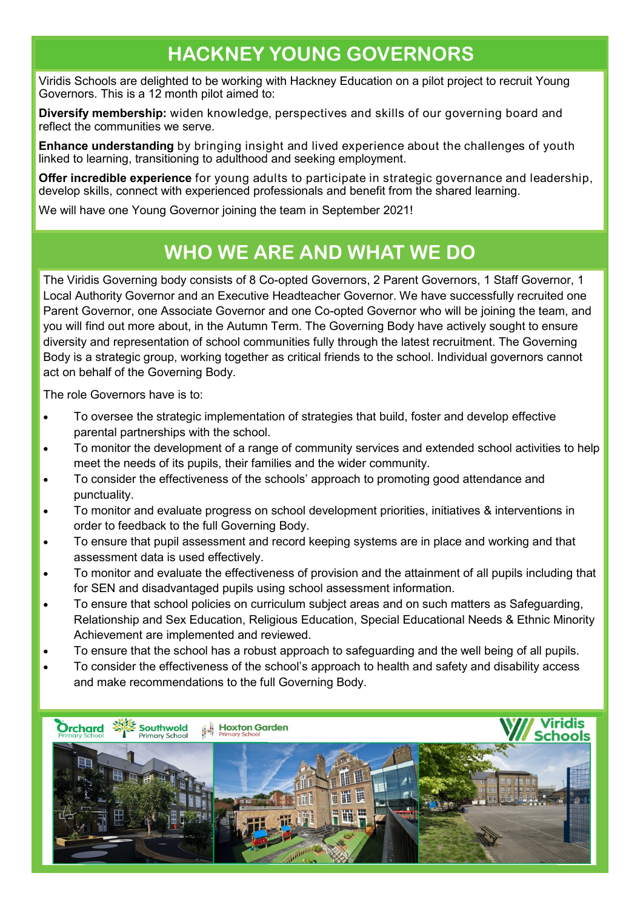## HACKNEY YOUNG GOVERNORS

Viridis Schools are delighted to be working with Hackney Education on a pilot project to recruit Young Governors. This is a 12 month pilot aimed to:

**Diversify membership:** widen knowledge, perspectives and skills of our governing board and reflect the communities we serve.

**Enhance understanding** by bringing insight and lived experience about the challenges of youth linked to learning, transitioning to adulthood and seeking employment.

**Offer incredible experience** for young adults to participate in strategic governance and leadership, develop skills, connect with experienced professionals and benefit from the shared learning.

We will have one Young Governor joining the team in September 2021!

## WHO WE ARE AND WHAT WE DO

The Viridis Governing body consists of 8 Co-opted Governors, 2 Parent Governors, 1 Staff Governor, 1 Local Authority Governor and an Executive Headteacher Governor. We have successfully recruited one Parent Governor, one Associate Governor and one Co-opted Governor who will be joining the team, and you will find out more about, in the Autumn Term. The Governing Body have actively sought to ensure diversity and representation of school communities fully through the latest recruitment. The Governing Body is a strategic group, working together as critical friends to the school. Individual governors cannot act on behalf of the Governing Body.

The role Governors have is to:

- To oversee the strategic implementation of strategies that build, foster and develop effective parental partnerships with the school.
- To monitor the development of a range of community services and extended school activities to help meet the needs of its pupils, their families and the wider community.
- To consider the effectiveness of the schools' approach to promoting good attendance and punctuality.
- To monitor and evaluate progress on school development priorities, initiatives & interventions in order to feedback to the full Governing Body.
- To ensure that pupil assessment and record keeping systems are in place and working and that assessment data is used effectively.
- To monitor and evaluate the effectiveness of provision and the attainment of all pupils including that for SEN and disadvantaged pupils using school assessment information.
- To ensure that school policies on curriculum subject areas and on such matters as Safeguarding, Relationship and Sex Education, Religious Education, Special Educational Needs & Ethnic Minority Achievement are implemented and reviewed.
- To ensure that the school has a robust approach to safeguarding and the well being of all pupils.
- To consider the effectiveness of the school's approach to health and safety and disability access and make recommendations to the full Governing Body.

Orchard Primary School

Southwold Primary School

Hoxton Garden Primary School

Viridis Schools